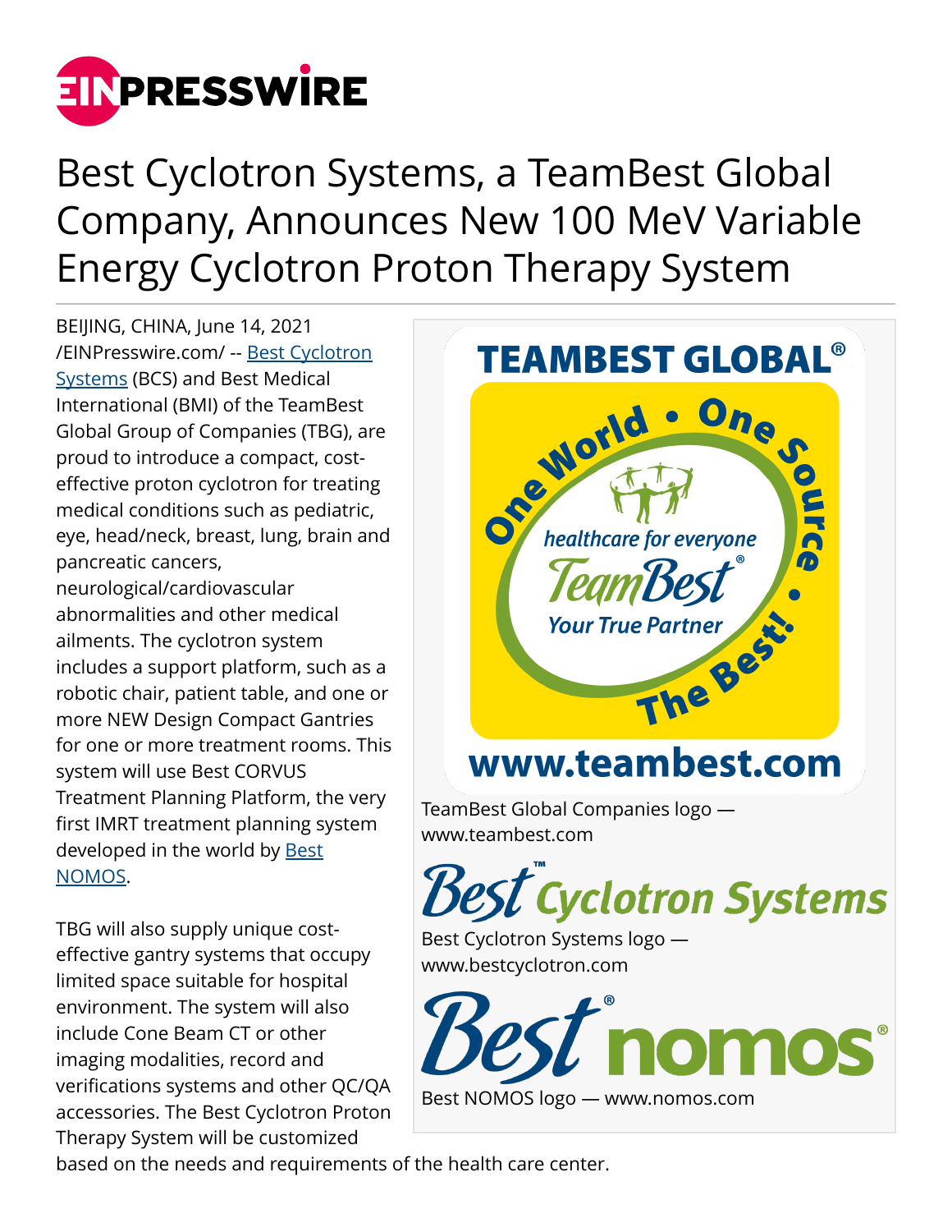# Best Cyclotron Systems, a TeamBest Global Company, Announces New 100 MeV Variable Energy Cyclotron Proton Therapy System

BEIJING, CHINA, June 14, 2021 /EINPresswire.com/ -- Best Cyclotron Systems (BCS) and Best Medical International (BMI) of the TeamBest Global Group of Companies (TBG), are proud to introduce a compact, cost-effective proton cyclotron for treating medical conditions such as pediatric, eye, head/neck, breast, lung, brain and pancreatic cancers, neurological/cardiovascular abnormalities and other medical ailments. The cyclotron system includes a support platform, such as a robotic chair, patient table, and one or more NEW Design Compact Gantries for one or more treatment rooms. This system will use Best CORVUS Treatment Planning Platform, the very first IMRT treatment planning system developed in the world by Best NOMOS.

TeamBest Global Companies logo — www.teambest.com

Best Cyclotron Systems logo — www.bestcyclotron.com

Best NOMOS logo — www.nomos.com

TBG will also supply unique cost-effective gantry systems that occupy limited space suitable for hospital environment. The system will also include Cone Beam CT or other imaging modalities, record and verifications systems and other QC/QA accessories. The Best Cyclotron Proton Therapy System will be customized based on the needs and requirements of the health care center.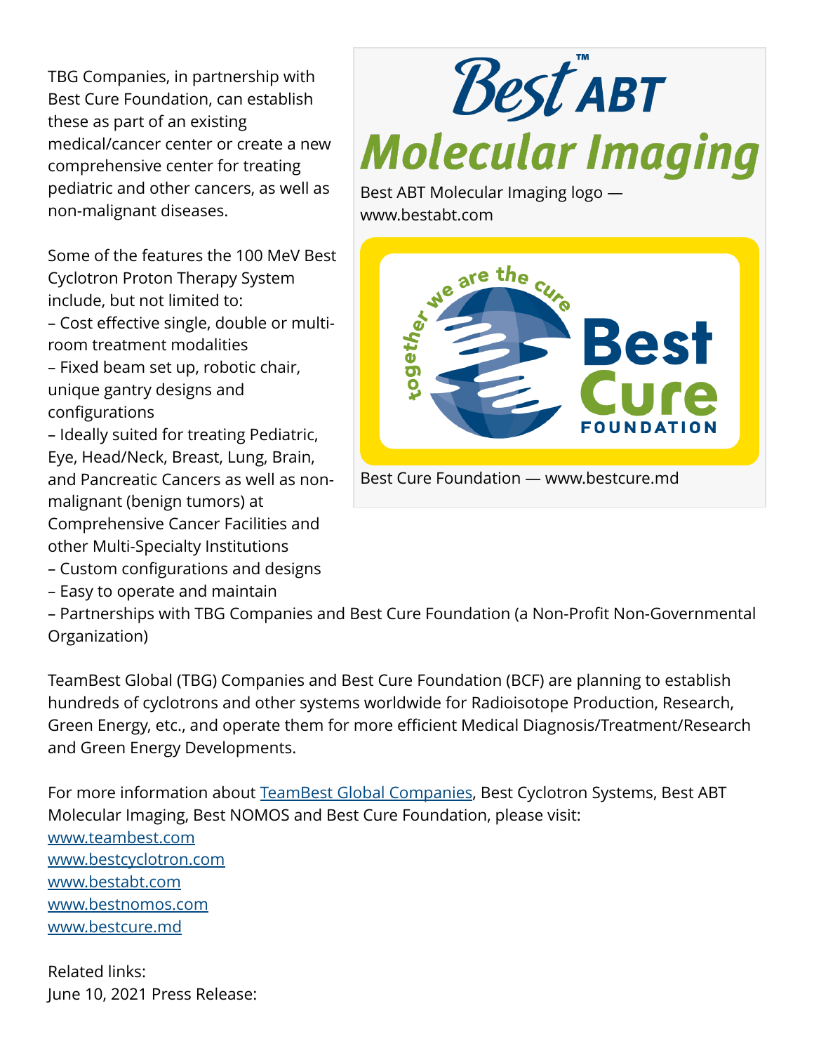TBG Companies, in partnership with Best Cure Foundation, can establish these as part of an existing medical/cancer center or create a new comprehensive center for treating pediatric and other cancers, as well as non-malignant diseases.

Best ABT Molecular Imaging logo — www.bestabt.com

Best Cure Foundation — www.bestcure.md

Some of the features the 100 MeV Best Cyclotron Proton Therapy System include, but not limited to:

– Cost effective single, double or multi-room treatment modalities
– Fixed beam set up, robotic chair, unique gantry designs and configurations
– Ideally suited for treating Pediatric, Eye, Head/Neck, Breast, Lung, Brain, and Pancreatic Cancers as well as non-malignant (benign tumors) at Comprehensive Cancer Facilities and other Multi-Specialty Institutions
– Custom configurations and designs
– Easy to operate and maintain
– Partnerships with TBG Companies and Best Cure Foundation (a Non-Profit Non-Governmental Organization)

TeamBest Global (TBG) Companies and Best Cure Foundation (BCF) are planning to establish hundreds of cyclotrons and other systems worldwide for Radioisotope Production, Research, Green Energy, etc., and operate them for more efficient Medical Diagnosis/Treatment/Research and Green Energy Developments.

For more information about TeamBest Global Companies, Best Cyclotron Systems, Best ABT Molecular Imaging, Best NOMOS and Best Cure Foundation, please visit:
www.teambest.com
www.bestcyclotron.com
www.bestabt.com
www.bestnomos.com
www.bestcure.md

Related links:
June 10, 2021 Press Release: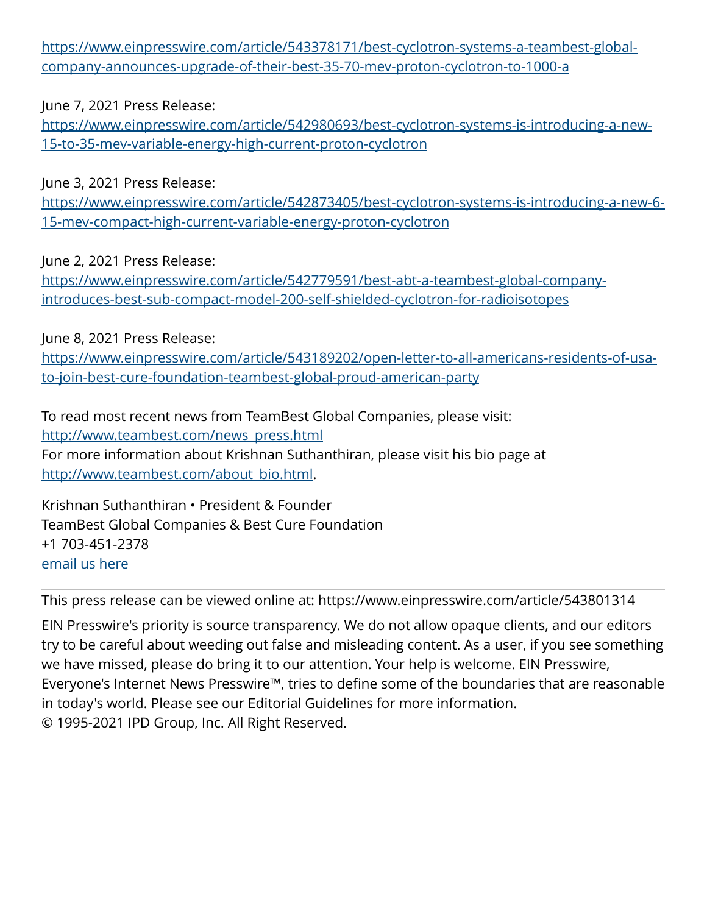https://www.einpresswire.com/article/543378171/best-cyclotron-systems-a-teambest-global-company-announces-upgrade-of-their-best-35-70-mev-proton-cyclotron-to-1000-a

June 7, 2021 Press Release:
https://www.einpresswire.com/article/542980693/best-cyclotron-systems-is-introducing-a-new-15-to-35-mev-variable-energy-high-current-proton-cyclotron

June 3, 2021 Press Release:
https://www.einpresswire.com/article/542873405/best-cyclotron-systems-is-introducing-a-new-6-15-mev-compact-high-current-variable-energy-proton-cyclotron

June 2, 2021 Press Release:
https://www.einpresswire.com/article/542779591/best-abt-a-teambest-global-company-introduces-best-sub-compact-model-200-self-shielded-cyclotron-for-radioisotopes

June 8, 2021 Press Release:
https://www.einpresswire.com/article/543189202/open-letter-to-all-americans-residents-of-usa-to-join-best-cure-foundation-teambest-global-proud-american-party

To read most recent news from TeamBest Global Companies, please visit:
http://www.teambest.com/news_press.html
For more information about Krishnan Suthanthiran, please visit his bio page at
http://www.teambest.com/about_bio.html.

Krishnan Suthanthiran • President & Founder
TeamBest Global Companies & Best Cure Foundation
+1 703-451-2378
email us here

---

This press release can be viewed online at: https://www.einpresswire.com/article/543801314

EIN Presswire's priority is source transparency. We do not allow opaque clients, and our editors try to be careful about weeding out false and misleading content. As a user, if you see something we have missed, please do bring it to our attention. Your help is welcome. EIN Presswire, Everyone's Internet News Presswire™, tries to define some of the boundaries that are reasonable in today's world. Please see our Editorial Guidelines for more information.
© 1995-2021 IPD Group, Inc. All Right Reserved.